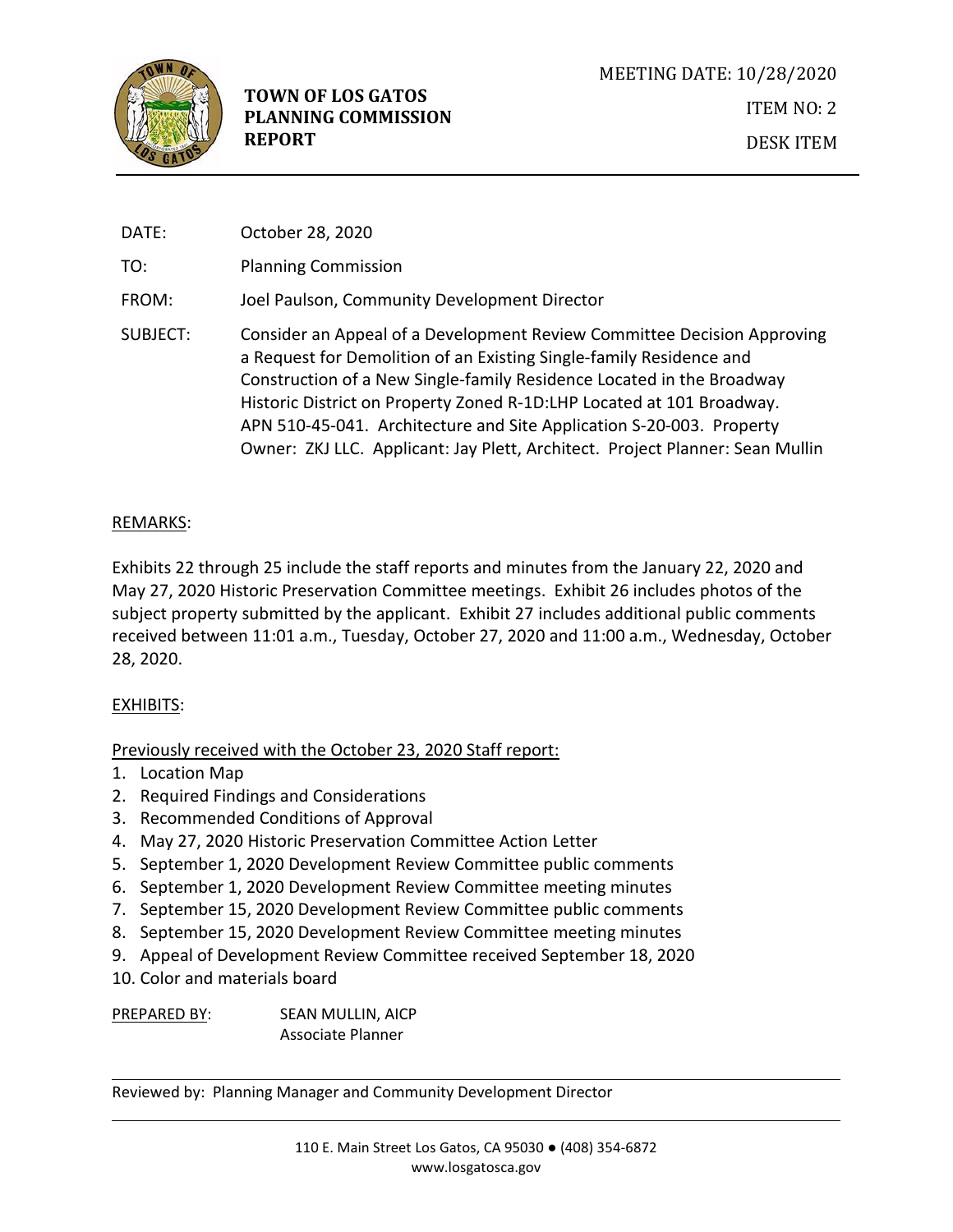**TOWN OF LOS GATOS PLANNING COMMISSION REPORT**

MEETING DATE: 10/28/2020

ITEM NO: 2

DESK ITEM

DATE: October 28, 2020

TO: Planning Commission

FROM: Joel Paulson, Community Development Director

SUBJECT: Consider an Appeal of a Development Review Committee Decision Approving a Request for Demolition of an Existing Single-family Residence and Construction of a New Single-family Residence Located in the Broadway Historic District on Property Zoned R-1D:LHP Located at 101 Broadway. APN 510-45-041. Architecture and Site Application S-20-003. Property Owner: ZKJ LLC. Applicant: Jay Plett, Architect. Project Planner: Sean Mullin

## REMARKS:

Exhibits 22 through 25 include the staff reports and minutes from the January 22, 2020 and May 27, 2020 Historic Preservation Committee meetings. Exhibit 26 includes photos of the subject property submitted by the applicant. Exhibit 27 includes additional public comments received between 11:01 a.m., Tuesday, October 27, 2020 and 11:00 a.m., Wednesday, October 28, 2020.

## EXHIBITS:

Previously received with the October 23, 2020 Staff report:

1. Location Map
2. Required Findings and Considerations
3. Recommended Conditions of Approval
4. May 27, 2020 Historic Preservation Committee Action Letter
5. September 1, 2020 Development Review Committee public comments
6. September 1, 2020 Development Review Committee meeting minutes
7. September 15, 2020 Development Review Committee public comments
8. September 15, 2020 Development Review Committee meeting minutes
9. Appeal of Development Review Committee received September 18, 2020
10. Color and materials board

PREPARED BY: SEAN MULLIN, AICP
Associate Planner

Reviewed by: Planning Manager and Community Development Director

110 E. Main Street Los Gatos, CA 95030 ● (408) 354-6872
www.losgatosca.gov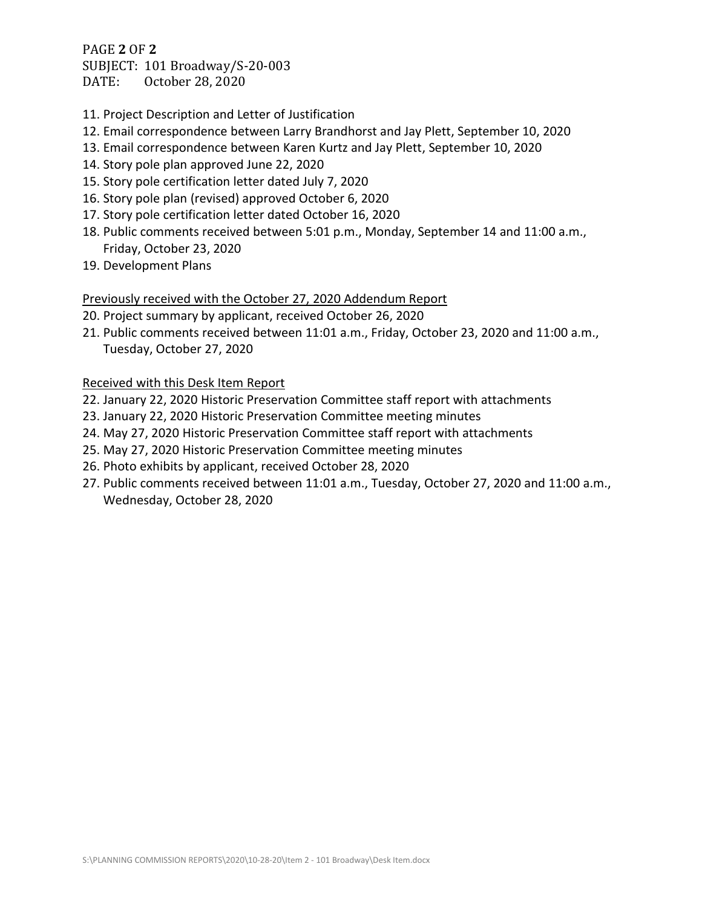11. Project Description and Letter of Justification
12. Email correspondence between Larry Brandhorst and Jay Plett, September 10, 2020
13. Email correspondence between Karen Kurtz and Jay Plett, September 10, 2020
14. Story pole plan approved June 22, 2020
15. Story pole certification letter dated July 7, 2020
16. Story pole plan (revised) approved October 6, 2020
17. Story pole certification letter dated October 16, 2020
18. Public comments received between 5:01 p.m., Monday, September 14 and 11:00 a.m., Friday, October 23, 2020
19. Development Plans

Previously received with the October 27, 2020 Addendum Report

20. Project summary by applicant, received October 26, 2020
21. Public comments received between 11:01 a.m., Friday, October 23, 2020 and 11:00 a.m., Tuesday, October 27, 2020

Received with this Desk Item Report

22. January 22, 2020 Historic Preservation Committee staff report with attachments
23. January 22, 2020 Historic Preservation Committee meeting minutes
24. May 27, 2020 Historic Preservation Committee staff report with attachments
25. May 27, 2020 Historic Preservation Committee meeting minutes
26. Photo exhibits by applicant, received October 28, 2020
27. Public comments received between 11:01 a.m., Tuesday, October 27, 2020 and 11:00 a.m., Wednesday, October 28, 2020